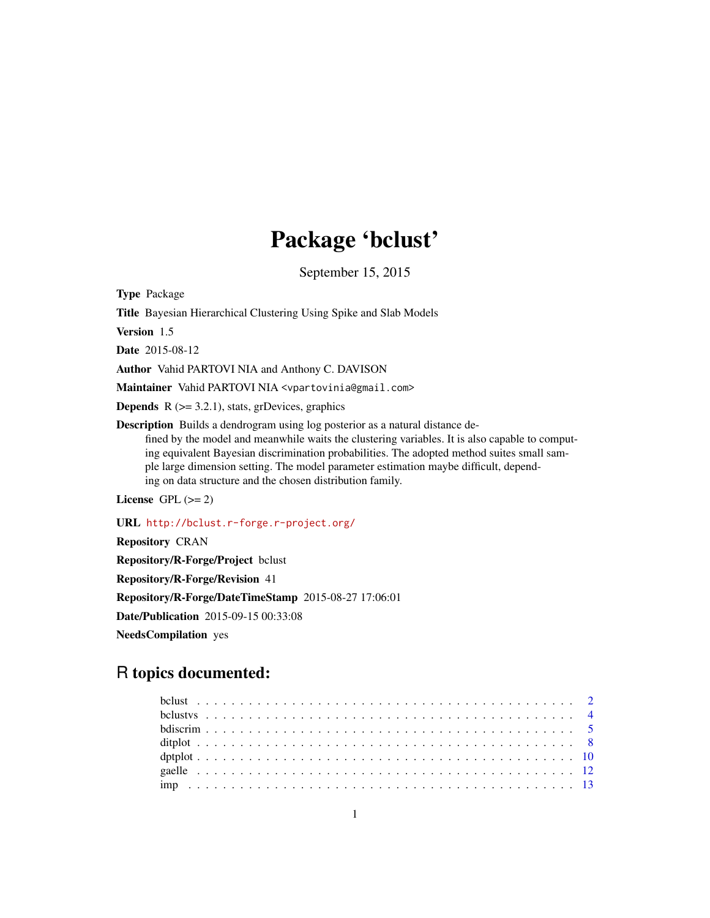# Package 'bclust'

September 15, 2015

**Type** Package

**Title** Bayesian Hierarchical Clustering Using Spike and Slab Models

**Version** 1.5

**Date** 2015-08-12

**Author** Vahid PARTOVI NIA and Anthony C. DAVISON

**Maintainer** Vahid PARTOVI NIA <vpartovinia@gmail.com>

**Depends** R (>= 3.2.1), stats, grDevices, graphics

**Description** Builds a dendrogram using log posterior as a natural distance defined by the model and meanwhile waits the clustering variables. It is also capable to computing equivalent Bayesian discrimination probabilities. The adopted method suites small sample large dimension setting. The model parameter estimation maybe difficult, depending on data structure and the chosen distribution family.

**License** GPL (>= 2)

**URL** http://bclust.r-forge.r-project.org/

**Repository** CRAN

**Repository/R-Forge/Project** bclust

**Repository/R-Forge/Revision** 41

**Repository/R-Forge/DateTimeStamp** 2015-08-27 17:06:01

**Date/Publication** 2015-09-15 00:33:08

**NeedsCompilation** yes

## R topics documented:

| | |
|---|---|
| bclust | 2 |
| bclustvs | 4 |
| bdiscrim | 5 |
| ditplot | 8 |
| dptplot | 10 |
| gaelle | 12 |
| imp | 13 |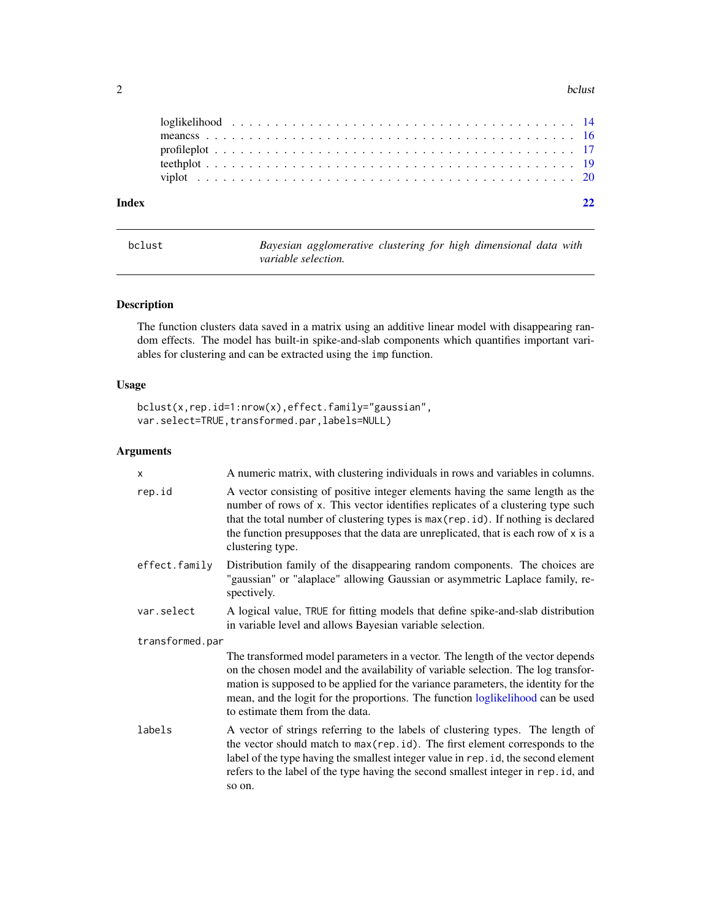loglikelihood . . . . . . . . . . . . . . . . . . . . . . . . . . . . . . . . . . . . . . 14
meancss . . . . . . . . . . . . . . . . . . . . . . . . . . . . . . . . . . . . . . . . . 16
profileplot . . . . . . . . . . . . . . . . . . . . . . . . . . . . . . . . . . . . . . . 17
teethplot . . . . . . . . . . . . . . . . . . . . . . . . . . . . . . . . . . . . . . . . 19
viplot . . . . . . . . . . . . . . . . . . . . . . . . . . . . . . . . . . . . . . . . . . 20

**Index** **22**

---

`bclust` *Bayesian agglomerative clustering for high dimensional data with variable selection.*

---

### Description

The function clusters data saved in a matrix using an additive linear model with disappearing random effects. The model has built-in spike-and-slab components which quantifies important variables for clustering and can be extracted using the `imp` function.

### Usage

```
bclust(x,rep.id=1:nrow(x),effect.family="gaussian",
var.select=TRUE,transformed.par,labels=NULL)
```

### Arguments

| | |
|---|---|
| `x` | A numeric matrix, with clustering individuals in rows and variables in columns. |
| `rep.id` | A vector consisting of positive integer elements having the same length as the number of rows of `x`. This vector identifies replicates of a clustering type such that the total number of clustering types is `max(rep.id)`. If nothing is declared the function presupposes that the data are unreplicated, that is each row of `x` is a clustering type. |
| `effect.family` | Distribution family of the disappearing random components. The choices are "gaussian" or "alaplace" allowing Gaussian or asymmetric Laplace family, respectively. |
| `var.select` | A logical value, `TRUE` for fitting models that define spike-and-slab distribution in variable level and allows Bayesian variable selection. |
| `transformed.par` | The transformed model parameters in a vector. The length of the vector depends on the chosen model and the availability of variable selection. The log transformation is supposed to be applied for the variance parameters, the identity for the mean, and the logit for the proportions. The function loglikelihood can be used to estimate them from the data. |
| `labels` | A vector of strings referring to the labels of clustering types. The length of the vector should match to `max(rep.id)`. The first element corresponds to the label of the type having the smallest integer value in `rep.id`, the second element refers to the label of the type having the second smallest integer in `rep.id`, and so on. |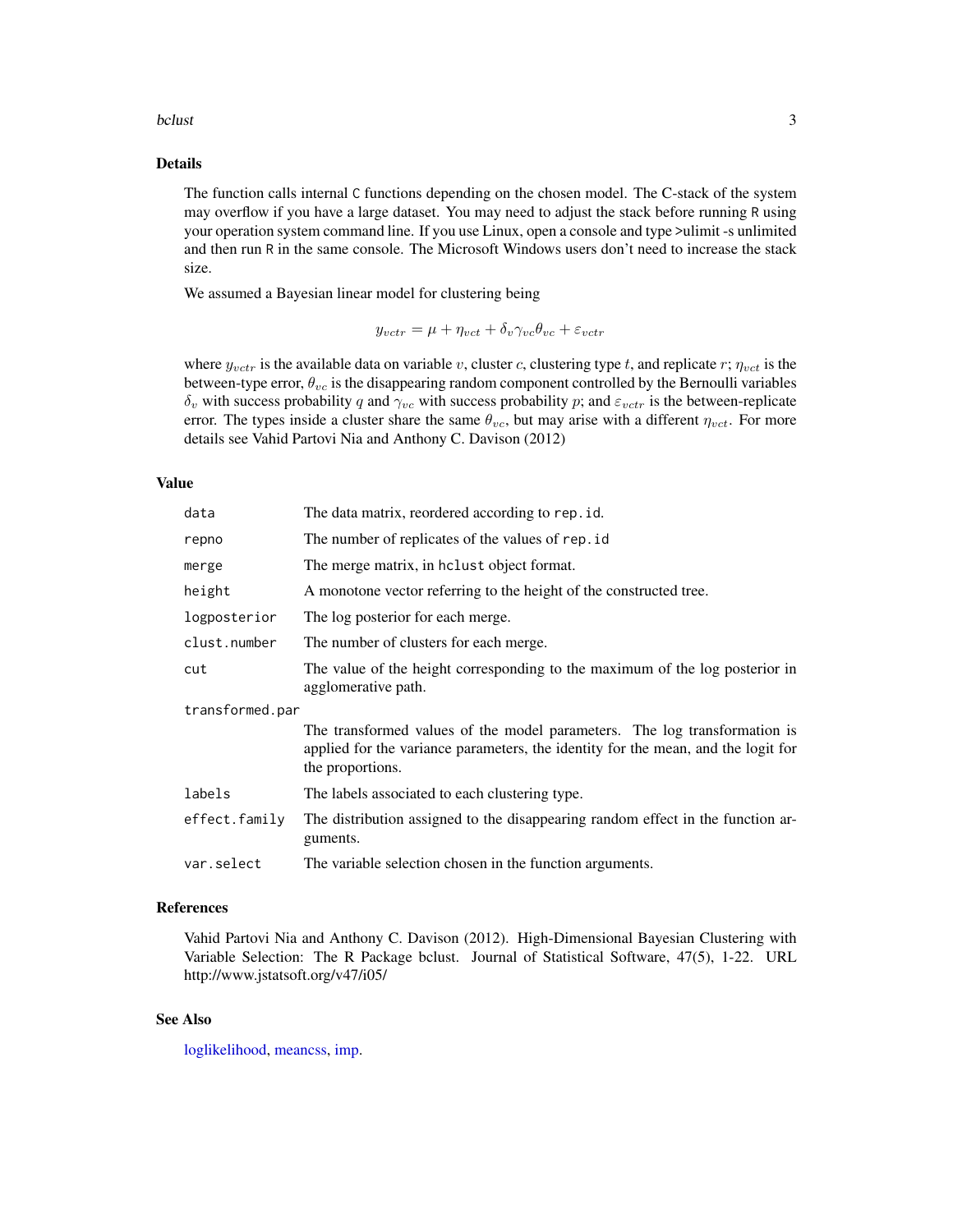## Details

The function calls internal C functions depending on the chosen model. The C-stack of the system may overflow if you have a large dataset. You may need to adjust the stack before running R using your operation system command line. If you use Linux, open a console and type >ulimit -s unlimited and then run R in the same console. The Microsoft Windows users don't need to increase the stack size.

We assumed a Bayesian linear model for clustering being

$$y_{vctr} = \mu + \eta_{vct} + \delta_v \gamma_{vc} \theta_{vc} + \varepsilon_{vctr}$$

where $y_{vctr}$ is the available data on variable $v$, cluster $c$, clustering type $t$, and replicate $r$; $\eta_{vct}$ is the between-type error, $\theta_{vc}$ is the disappearing random component controlled by the Bernoulli variables $\delta_v$ with success probability $q$ and $\gamma_{vc}$ with success probability $p$; and $\varepsilon_{vctr}$ is the between-replicate error. The types inside a cluster share the same $\theta_{vc}$, but may arise with a different $\eta_{vct}$. For more details see Vahid Partovi Nia and Anthony C. Davison (2012)

## Value

| | |
|---|---|
| `data` | The data matrix, reordered according to `rep.id`. |
| `repno` | The number of replicates of the values of `rep.id` |
| `merge` | The merge matrix, in `hclust` object format. |
| `height` | A monotone vector referring to the height of the constructed tree. |
| `logposterior` | The log posterior for each merge. |
| `clust.number` | The number of clusters for each merge. |
| `cut` | The value of the height corresponding to the maximum of the log posterior in agglomerative path. |
| `transformed.par` | The transformed values of the model parameters. The log transformation is applied for the variance parameters, the identity for the mean, and the logit for the proportions. |
| `labels` | The labels associated to each clustering type. |
| `effect.family` | The distribution assigned to the disappearing random effect in the function arguments. |
| `var.select` | The variable selection chosen in the function arguments. |

## References

Vahid Partovi Nia and Anthony C. Davison (2012). High-Dimensional Bayesian Clustering with Variable Selection: The R Package bclust. Journal of Statistical Software, 47(5), 1-22. URL http://www.jstatsoft.org/v47/i05/

## See Also

loglikelihood, meancss, imp.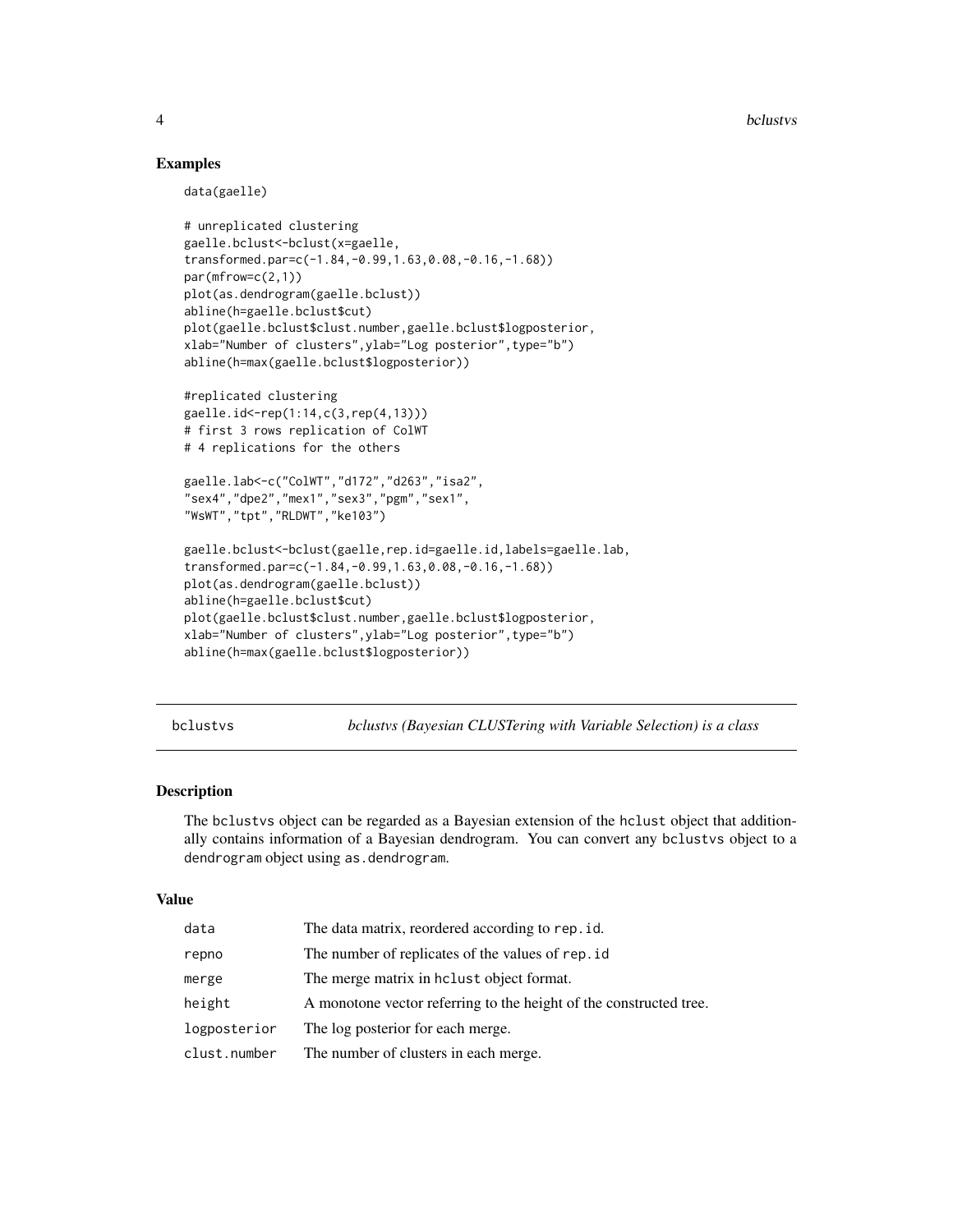## Examples

```
data(gaelle)

# unreplicated clustering
gaelle.bclust<-bclust(x=gaelle,
transformed.par=c(-1.84,-0.99,1.63,0.08,-0.16,-1.68))
par(mfrow=c(2,1))
plot(as.dendrogram(gaelle.bclust))
abline(h=gaelle.bclust$cut)
plot(gaelle.bclust$clust.number,gaelle.bclust$logposterior,
xlab="Number of clusters",ylab="Log posterior",type="b")
abline(h=max(gaelle.bclust$logposterior))

#replicated clustering
gaelle.id<-rep(1:14,c(3,rep(4,13)))
# first 3 rows replication of ColWT
# 4 replications for the others

gaelle.lab<-c("ColWT","d172","d263","isa2",
"sex4","dpe2","mex1","sex3","pgm","sex1",
"WsWT","tpt","RLDWT","ke103")

gaelle.bclust<-bclust(gaelle,rep.id=gaelle.id,labels=gaelle.lab,
transformed.par=c(-1.84,-0.99,1.63,0.08,-0.16,-1.68))
plot(as.dendrogram(gaelle.bclust))
abline(h=gaelle.bclust$cut)
plot(gaelle.bclust$clust.number,gaelle.bclust$logposterior,
xlab="Number of clusters",ylab="Log posterior",type="b")
abline(h=max(gaelle.bclust$logposterior))
```

---

# bclustvs — *bclustvs (Bayesian CLUSTering with Variable Selection) is a class*

---

## Description

The `bclustvs` object can be regarded as a Bayesian extension of the `hclust` object that additionally contains information of a Bayesian dendrogram. You can convert any `bclustvs` object to a `dendrogram` object using `as.dendrogram`.

## Value

| | |
|---|---|
| `data` | The data matrix, reordered according to `rep.id`. |
| `repno` | The number of replicates of the values of `rep.id` |
| `merge` | The merge matrix in `hclust` object format. |
| `height` | A monotone vector referring to the height of the constructed tree. |
| `logposterior` | The log posterior for each merge. |
| `clust.number` | The number of clusters in each merge. |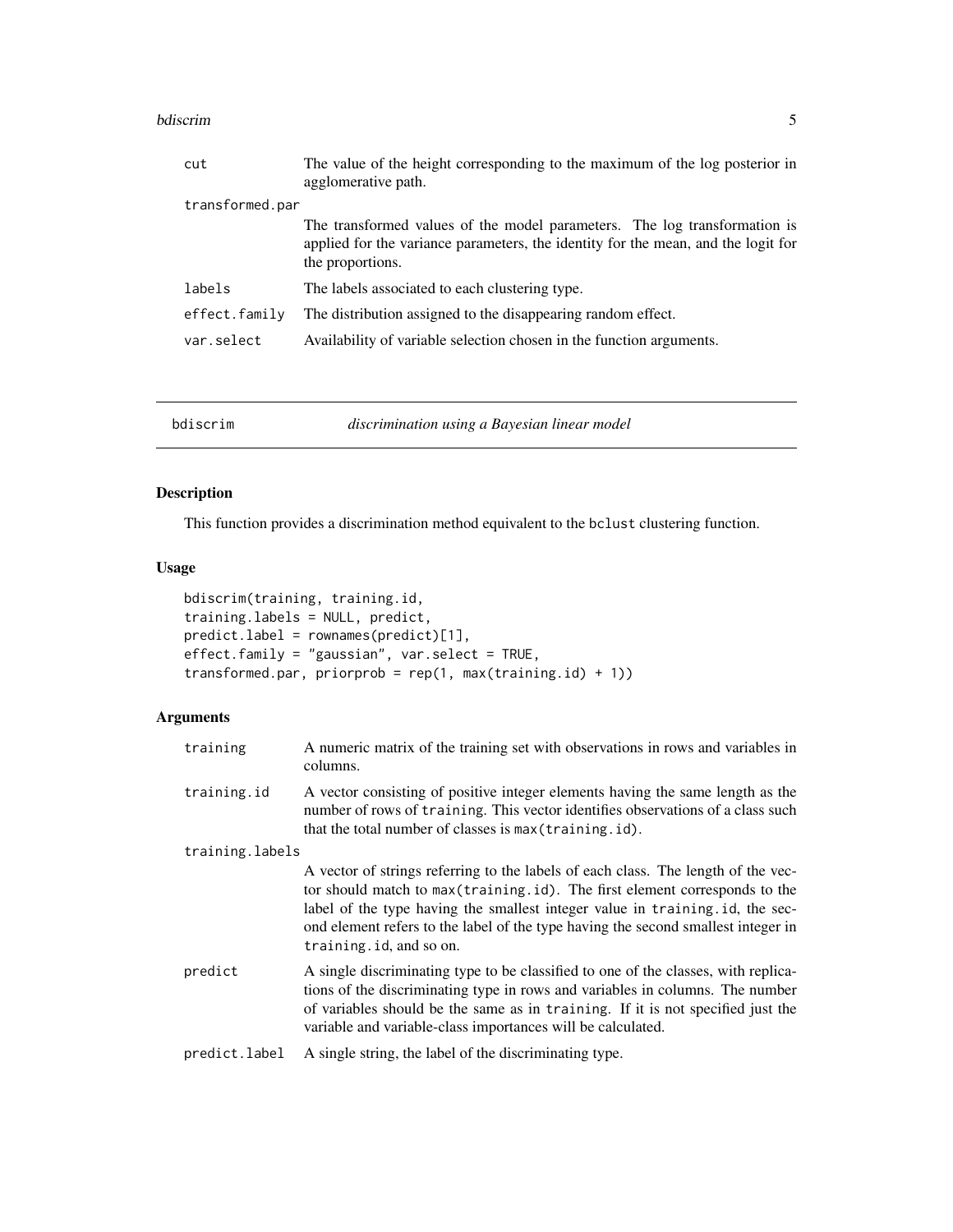| | |
|---|---|
| cut | The value of the height corresponding to the maximum of the log posterior in agglomerative path. |
| transformed.par | The transformed values of the model parameters. The log transformation is applied for the variance parameters, the identity for the mean, and the logit for the proportions. |
| labels | The labels associated to each clustering type. |
| effect.family | The distribution assigned to the disappearing random effect. |
| var.select | Availability of variable selection chosen in the function arguments. |

## bdiscrim — *discrimination using a Bayesian linear model*

### Description

This function provides a discrimination method equivalent to the `bclust` clustering function.

### Usage

```
bdiscrim(training, training.id,
training.labels = NULL, predict,
predict.label = rownames(predict)[1],
effect.family = "gaussian", var.select = TRUE,
transformed.par, priorprob = rep(1, max(training.id) + 1))
```

### Arguments

| | |
|---|---|
| training | A numeric matrix of the training set with observations in rows and variables in columns. |
| training.id | A vector consisting of positive integer elements having the same length as the number of rows of `training`. This vector identifies observations of a class such that the total number of classes is `max(training.id)`. |
| training.labels | A vector of strings referring to the labels of each class. The length of the vector should match to `max(training.id)`. The first element corresponds to the label of the type having the smallest integer value in `training.id`, the second element refers to the label of the type having the second smallest integer in `training.id`, and so on. |
| predict | A single discriminating type to be classified to one of the classes, with replications of the discriminating type in rows and variables in columns. The number of variables should be the same as in `training`. If it is not specified just the variable and variable-class importances will be calculated. |
| predict.label | A single string, the label of the discriminating type. |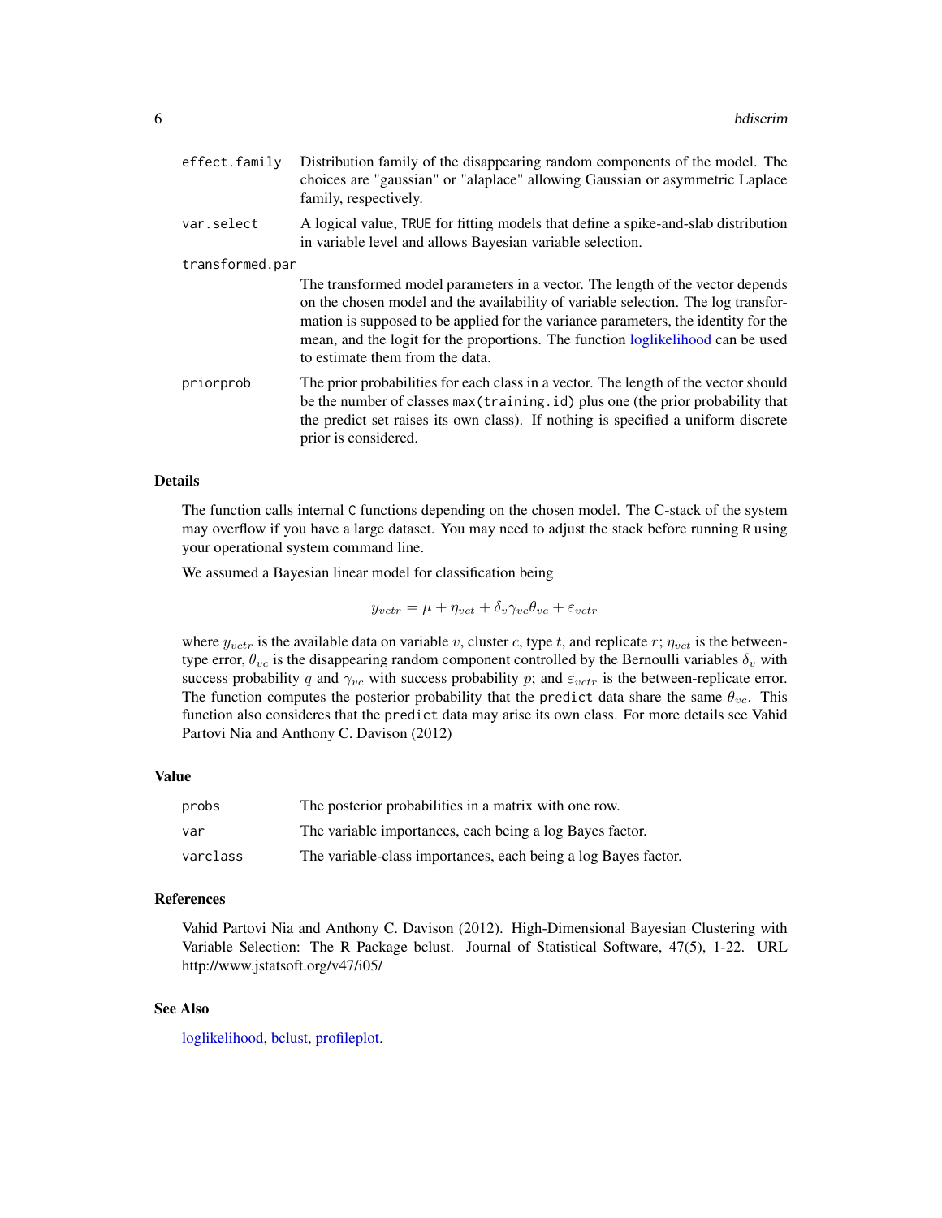| | |
|---|---|
| `effect.family` | Distribution family of the disappearing random components of the model. The choices are "gaussian" or "alaplace" allowing Gaussian or asymmetric Laplace family, respectively. |
| `var.select` | A logical value, `TRUE` for fitting models that define a spike-and-slab distribution in variable level and allows Bayesian variable selection. |
| `transformed.par` | The transformed model parameters in a vector. The length of the vector depends on the chosen model and the availability of variable selection. The log transformation is supposed to be applied for the variance parameters, the identity for the mean, and the logit for the proportions. The function loglikelihood can be used to estimate them from the data. |
| `priorprob` | The prior probabilities for each class in a vector. The length of the vector should be the number of classes `max(training.id)` plus one (the prior probability that the predict set raises its own class). If nothing is specified a uniform discrete prior is considered. |

## Details

The function calls internal C functions depending on the chosen model. The C-stack of the system may overflow if you have a large dataset. You may need to adjust the stack before running R using your operational system command line.

We assumed a Bayesian linear model for classification being

$$y_{vctr} = \mu + \eta_{vct} + \delta_v \gamma_{vc} \theta_{vc} + \varepsilon_{vctr}$$

where $y_{vctr}$ is the available data on variable $v$, cluster $c$, type $t$, and replicate $r$; $\eta_{vct}$ is the between-type error, $\theta_{vc}$ is the disappearing random component controlled by the Bernoulli variables $\delta_v$ with success probability $q$ and $\gamma_{vc}$ with success probability $p$; and $\varepsilon_{vctr}$ is the between-replicate error. The function computes the posterior probability that the `predict` data share the same $\theta_{vc}$. This function also consideres that the `predict` data may arise its own class. For more details see Vahid Partovi Nia and Anthony C. Davison (2012)

## Value

| | |
|---|---|
| `probs` | The posterior probabilities in a matrix with one row. |
| `var` | The variable importances, each being a log Bayes factor. |
| `varclass` | The variable-class importances, each being a log Bayes factor. |

## References

Vahid Partovi Nia and Anthony C. Davison (2012). High-Dimensional Bayesian Clustering with Variable Selection: The R Package bclust. Journal of Statistical Software, 47(5), 1-22. URL http://www.jstatsoft.org/v47/i05/

## See Also

loglikelihood, bclust, profileplot.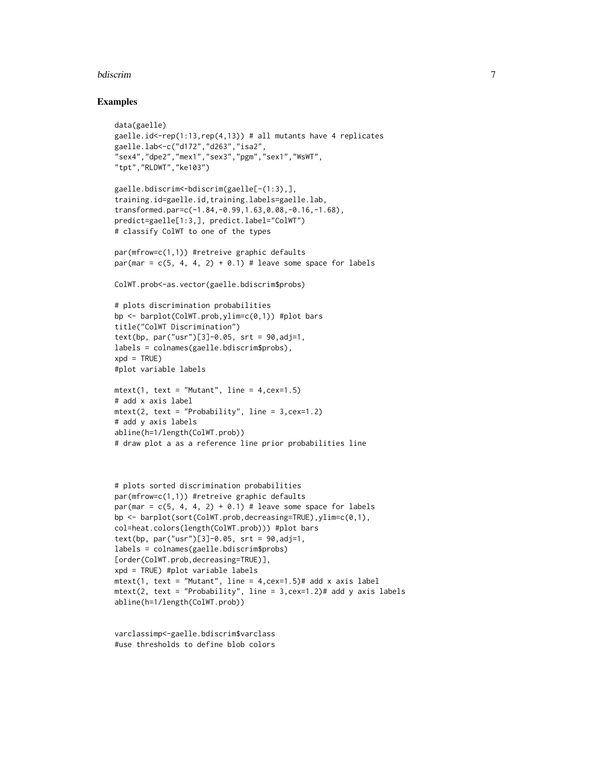## Examples

```
data(gaelle)
gaelle.id<-rep(1:13,rep(4,13)) # all mutants have 4 replicates
gaelle.lab<-c("d172","d263","isa2",
"sex4","dpe2","mex1","sex3","pgm","sex1","WsWT",
"tpt","RLDWT","ke103")

gaelle.bdiscrim<-bdiscrim(gaelle[-(1:3),],
training.id=gaelle.id,training.labels=gaelle.lab,
transformed.par=c(-1.84,-0.99,1.63,0.08,-0.16,-1.68),
predict=gaelle[1:3,], predict.label="ColWT")
# classify ColWT to one of the types

par(mfrow=c(1,1)) #retreive graphic defaults
par(mar = c(5, 4, 4, 2) + 0.1) # leave some space for labels

ColWT.prob<-as.vector(gaelle.bdiscrim$probs)

# plots discrimination probabilities
bp <- barplot(ColWT.prob,ylim=c(0,1)) #plot bars
title("ColWT Discrimination")
text(bp, par("usr")[3]-0.05, srt = 90,adj=1,
labels = colnames(gaelle.bdiscrim$probs),
xpd = TRUE)
#plot variable labels

mtext(1, text = "Mutant", line = 4,cex=1.5)
# add x axis label
mtext(2, text = "Probability", line = 3,cex=1.2)
# add y axis labels
abline(h=1/length(ColWT.prob))
# draw plot a as a reference line prior probabilities line



# plots sorted discrimination probabilities
par(mfrow=c(1,1)) #retreive graphic defaults
par(mar = c(5, 4, 4, 2) + 0.1) # leave some space for labels
bp <- barplot(sort(ColWT.prob,decreasing=TRUE),ylim=c(0,1),
col=heat.colors(length(ColWT.prob))) #plot bars
text(bp, par("usr")[3]-0.05, srt = 90,adj=1,
labels = colnames(gaelle.bdiscrim$probs)
[order(ColWT.prob,decreasing=TRUE)],
xpd = TRUE) #plot variable labels
mtext(1, text = "Mutant", line = 4,cex=1.5)# add x axis label
mtext(2, text = "Probability", line = 3,cex=1.2)# add y axis labels
abline(h=1/length(ColWT.prob))


varclassimp<-gaelle.bdiscrim$varclass
#use thresholds to define blob colors
```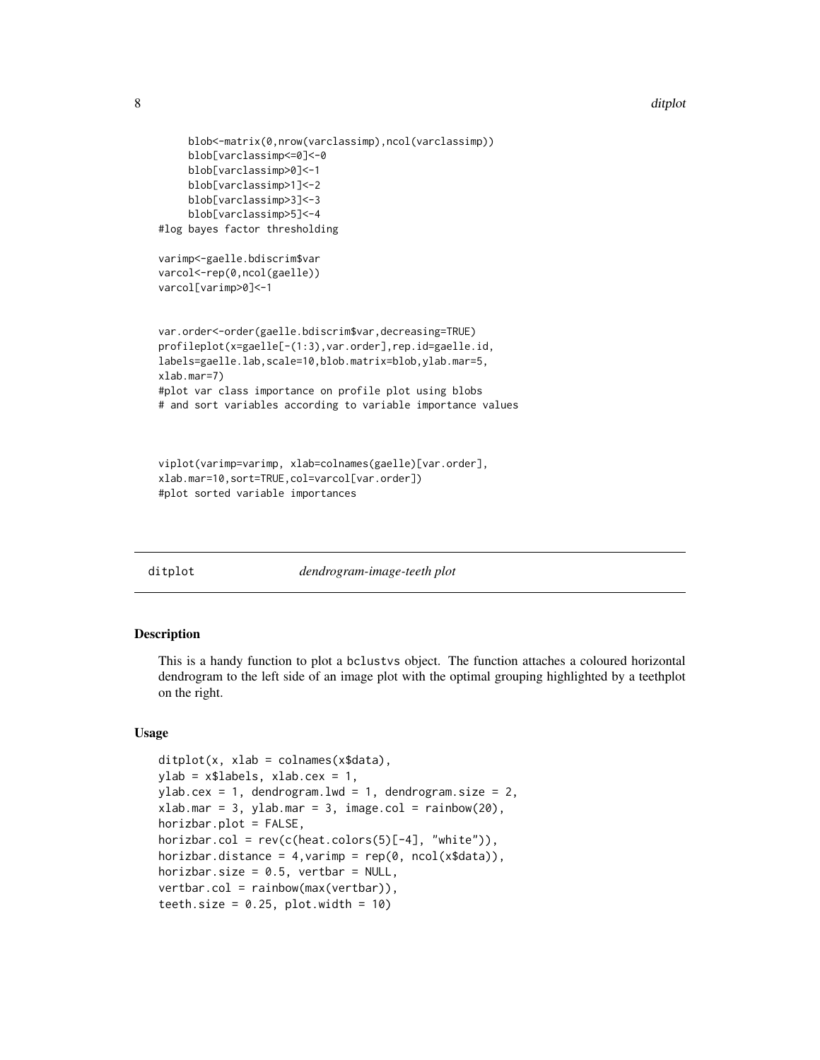```
     blob<-matrix(0,nrow(varclassimp),ncol(varclassimp))
     blob[varclassimp<=0]<-0
     blob[varclassimp>0]<-1
     blob[varclassimp>1]<-2
     blob[varclassimp>3]<-3
     blob[varclassimp>5]<-4
#log bayes factor thresholding

varimp<-gaelle.bdiscrim$var
varcol<-rep(0,ncol(gaelle))
varcol[varimp>0]<-1


var.order<-order(gaelle.bdiscrim$var,decreasing=TRUE)
profileplot(x=gaelle[-(1:3),var.order],rep.id=gaelle.id,
labels=gaelle.lab,scale=10,blob.matrix=blob,ylab.mar=5,
xlab.mar=7)
#plot var class importance on profile plot using blobs
# and sort variables according to variable importance values



viplot(varimp=varimp, xlab=colnames(gaelle)[var.order],
xlab.mar=10,sort=TRUE,col=varcol[var.order])
#plot sorted variable importances
```

---

## ditplot — *dendrogram-image-teeth plot*

### Description

This is a handy function to plot a bclustvs object. The function attaches a coloured horizontal dendrogram to the left side of an image plot with the optimal grouping highlighted by a teethplot on the right.

### Usage

```
ditplot(x, xlab = colnames(x$data),
ylab = x$labels, xlab.cex = 1,
ylab.cex = 1, dendrogram.lwd = 1, dendrogram.size = 2,
xlab.mar = 3, ylab.mar = 3, image.col = rainbow(20),
horizbar.plot = FALSE,
horizbar.col = rev(c(heat.colors(5)[-4], "white")),
horizbar.distance = 4,varimp = rep(0, ncol(x$data)),
horizbar.size = 0.5, vertbar = NULL,
vertbar.col = rainbow(max(vertbar)),
teeth.size = 0.25, plot.width = 10)
```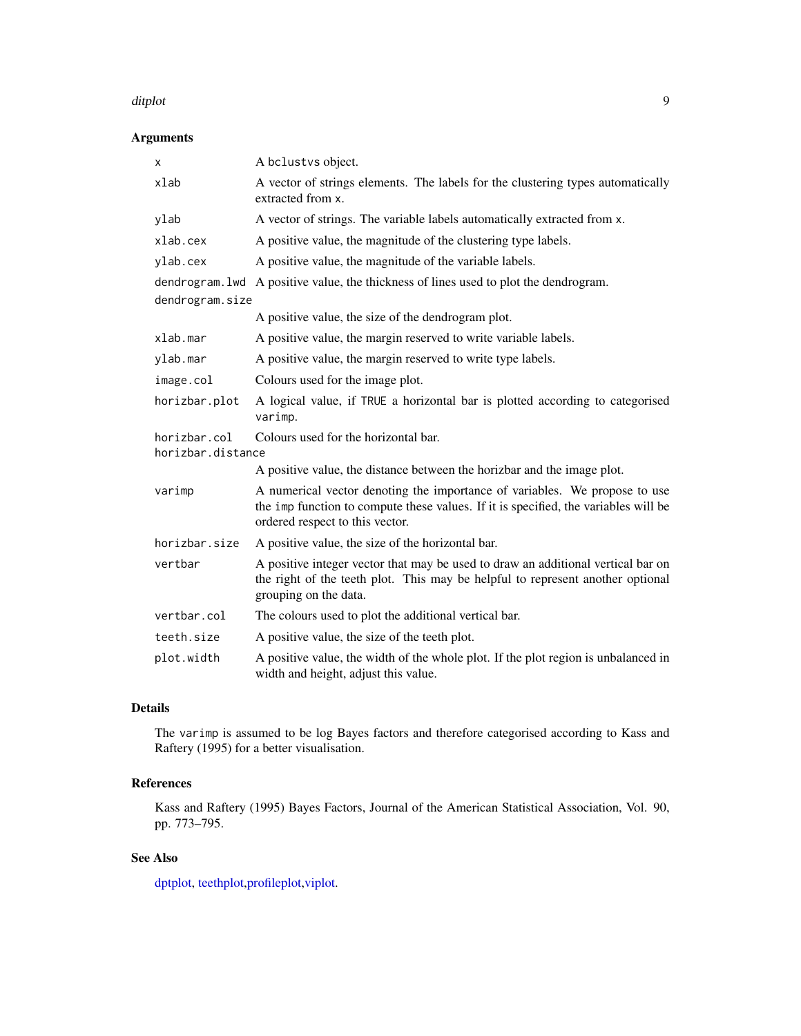## Arguments

| | |
|---|---|
| `x` | A `bclustvs` object. |
| `xlab` | A vector of strings elements. The labels for the clustering types automatically extracted from `x`. |
| `ylab` | A vector of strings. The variable labels automatically extracted from `x`. |
| `xlab.cex` | A positive value, the magnitude of the clustering type labels. |
| `ylab.cex` | A positive value, the magnitude of the variable labels. |
| `dendrogram.lwd` | A positive value, the thickness of lines used to plot the dendrogram. |
| `dendrogram.size` | A positive value, the size of the dendrogram plot. |
| `xlab.mar` | A positive value, the margin reserved to write variable labels. |
| `ylab.mar` | A positive value, the margin reserved to write type labels. |
| `image.col` | Colours used for the image plot. |
| `horizbar.plot` | A logical value, if `TRUE` a horizontal bar is plotted according to categorised `varimp`. |
| `horizbar.col` | Colours used for the horizontal bar. |
| `horizbar.distance` | A positive value, the distance between the horizbar and the image plot. |
| `varimp` | A numerical vector denoting the importance of variables. We propose to use the `imp` function to compute these values. If it is specified, the variables will be ordered respect to this vector. |
| `horizbar.size` | A positive value, the size of the horizontal bar. |
| `vertbar` | A positive integer vector that may be used to draw an additional vertical bar on the right of the teeth plot. This may be helpful to represent another optional grouping on the data. |
| `vertbar.col` | The colours used to plot the additional vertical bar. |
| `teeth.size` | A positive value, the size of the teeth plot. |
| `plot.width` | A positive value, the width of the whole plot. If the plot region is unbalanced in width and height, adjust this value. |

## Details

The `varimp` is assumed to be log Bayes factors and therefore categorised according to Kass and Raftery (1995) for a better visualisation.

## References

Kass and Raftery (1995) Bayes Factors, Journal of the American Statistical Association, Vol. 90, pp. 773–795.

## See Also

dptplot, teethplot,profileplot,viplot.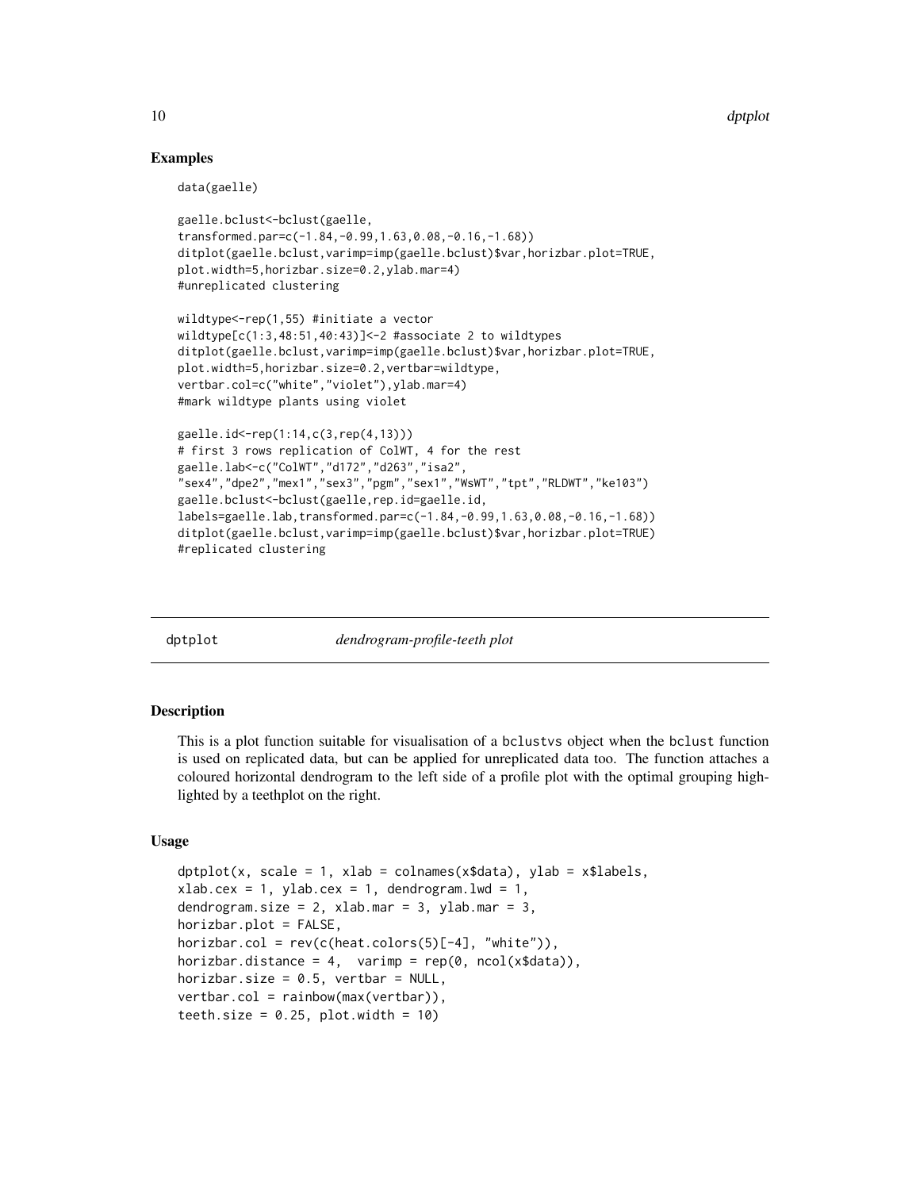## Examples

```
data(gaelle)

gaelle.bclust<-bclust(gaelle,
transformed.par=c(-1.84,-0.99,1.63,0.08,-0.16,-1.68))
ditplot(gaelle.bclust,varimp=imp(gaelle.bclust)$var,horizbar.plot=TRUE,
plot.width=5,horizbar.size=0.2,ylab.mar=4)
#unreplicated clustering

wildtype<-rep(1,55) #initiate a vector
wildtype[c(1:3,48:51,40:43)]<-2 #associate 2 to wildtypes
ditplot(gaelle.bclust,varimp=imp(gaelle.bclust)$var,horizbar.plot=TRUE,
plot.width=5,horizbar.size=0.2,vertbar=wildtype,
vertbar.col=c("white","violet"),ylab.mar=4)
#mark wildtype plants using violet

gaelle.id<-rep(1:14,c(3,rep(4,13)))
# first 3 rows replication of ColWT, 4 for the rest
gaelle.lab<-c("ColWT","d172","d263","isa2",
"sex4","dpe2","mex1","sex3","pgm","sex1","WsWT","tpt","RLDWT","ke103")
gaelle.bclust<-bclust(gaelle,rep.id=gaelle.id,
labels=gaelle.lab,transformed.par=c(-1.84,-0.99,1.63,0.08,-0.16,-1.68))
ditplot(gaelle.bclust,varimp=imp(gaelle.bclust)$var,horizbar.plot=TRUE)
#replicated clustering
```

---

# dptplot *dendrogram-profile-teeth plot*

---

## Description

This is a plot function suitable for visualisation of a bclustvs object when the bclust function is used on replicated data, but can be applied for unreplicated data too. The function attaches a coloured horizontal dendrogram to the left side of a profile plot with the optimal grouping highlighted by a teethplot on the right.

## Usage

```
dptplot(x, scale = 1, xlab = colnames(x$data), ylab = x$labels,
xlab.cex = 1, ylab.cex = 1, dendrogram.lwd = 1,
dendrogram.size = 2, xlab.mar = 3, ylab.mar = 3,
horizbar.plot = FALSE,
horizbar.col = rev(c(heat.colors(5)[-4], "white")),
horizbar.distance = 4,  varimp = rep(0, ncol(x$data)),
horizbar.size = 0.5, vertbar = NULL,
vertbar.col = rainbow(max(vertbar)),
teeth.size = 0.25, plot.width = 10)
```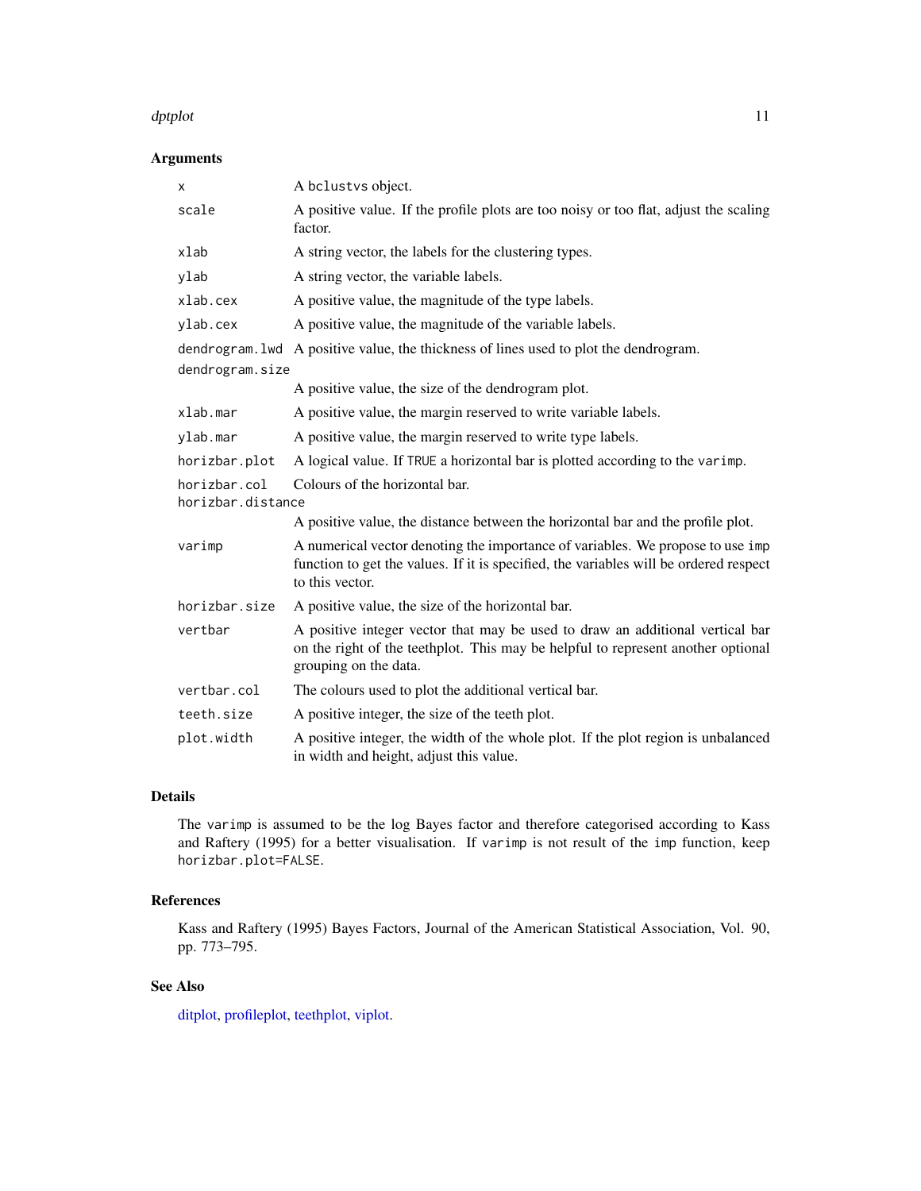## Arguments

| | |
|---|---|
| `x` | A `bclustvs` object. |
| `scale` | A positive value. If the profile plots are too noisy or too flat, adjust the scaling factor. |
| `xlab` | A string vector, the labels for the clustering types. |
| `ylab` | A string vector, the variable labels. |
| `xlab.cex` | A positive value, the magnitude of the type labels. |
| `ylab.cex` | A positive value, the magnitude of the variable labels. |
| `dendrogram.lwd` | A positive value, the thickness of lines used to plot the dendrogram. |
| `dendrogram.size` | A positive value, the size of the dendrogram plot. |
| `xlab.mar` | A positive value, the margin reserved to write variable labels. |
| `ylab.mar` | A positive value, the margin reserved to write type labels. |
| `horizbar.plot` | A logical value. If `TRUE` a horizontal bar is plotted according to the `varimp`. |
| `horizbar.col` | Colours of the horizontal bar. |
| `horizbar.distance` | A positive value, the distance between the horizontal bar and the profile plot. |
| `varimp` | A numerical vector denoting the importance of variables. We propose to use `imp` function to get the values. If it is specified, the variables will be ordered respect to this vector. |
| `horizbar.size` | A positive value, the size of the horizontal bar. |
| `vertbar` | A positive integer vector that may be used to draw an additional vertical bar on the right of the teethplot. This may be helpful to represent another optional grouping on the data. |
| `vertbar.col` | The colours used to plot the additional vertical bar. |
| `teeth.size` | A positive integer, the size of the teeth plot. |
| `plot.width` | A positive integer, the width of the whole plot. If the plot region is unbalanced in width and height, adjust this value. |

## Details

The `varimp` is assumed to be the log Bayes factor and therefore categorised according to Kass and Raftery (1995) for a better visualisation. If `varimp` is not result of the `imp` function, keep `horizbar.plot=FALSE`.

## References

Kass and Raftery (1995) Bayes Factors, Journal of the American Statistical Association, Vol. 90, pp. 773–795.

## See Also

ditplot, profileplot, teethplot, viplot.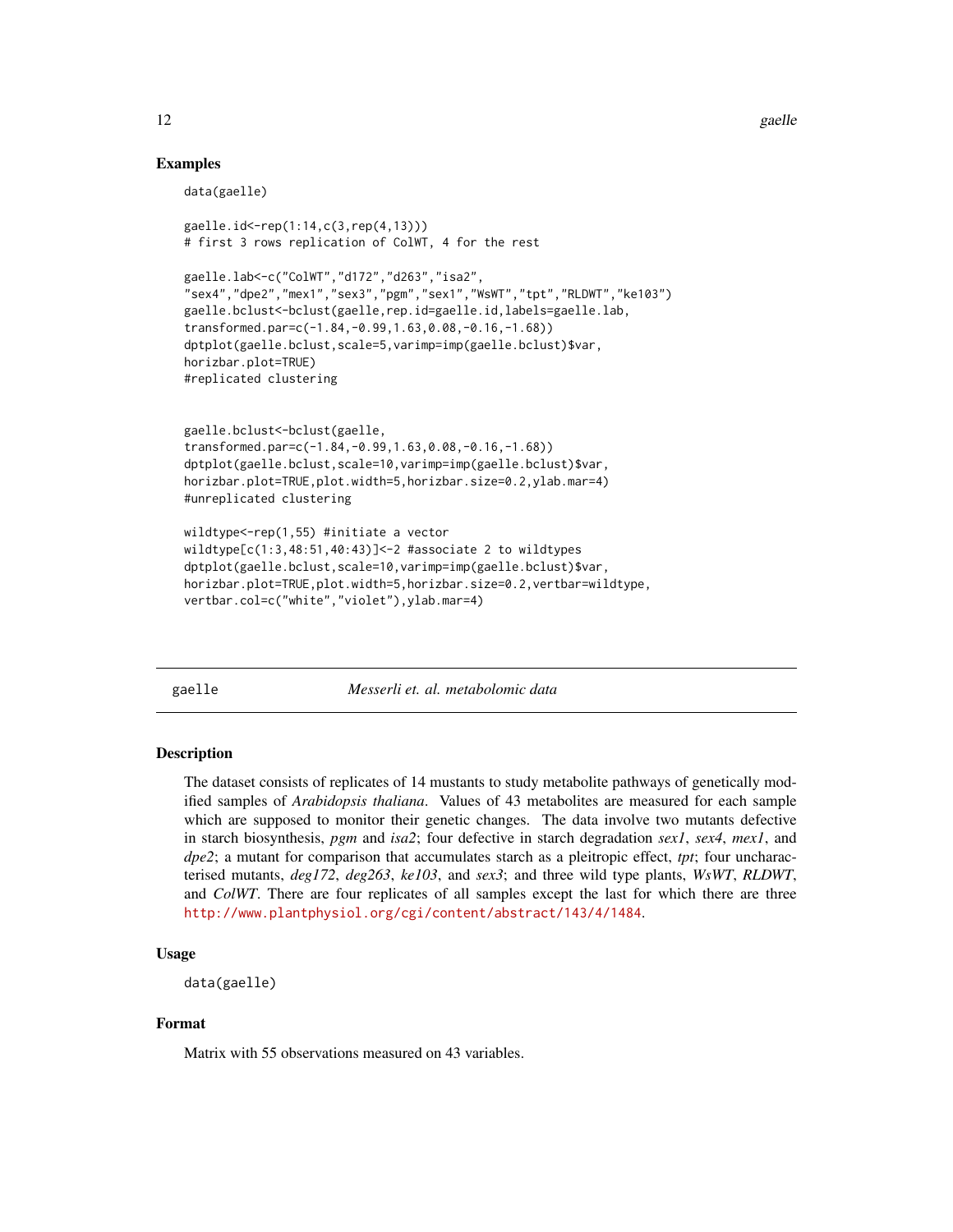## Examples

```
data(gaelle)

gaelle.id<-rep(1:14,c(3,rep(4,13)))
# first 3 rows replication of ColWT, 4 for the rest

gaelle.lab<-c("ColWT","d172","d263","isa2",
"sex4","dpe2","mex1","sex3","pgm","sex1","WsWT","tpt","RLDWT","ke103")
gaelle.bclust<-bclust(gaelle,rep.id=gaelle.id,labels=gaelle.lab,
transformed.par=c(-1.84,-0.99,1.63,0.08,-0.16,-1.68))
dptplot(gaelle.bclust,scale=5,varimp=imp(gaelle.bclust)$var,
horizbar.plot=TRUE)
#replicated clustering


gaelle.bclust<-bclust(gaelle,
transformed.par=c(-1.84,-0.99,1.63,0.08,-0.16,-1.68))
dptplot(gaelle.bclust,scale=10,varimp=imp(gaelle.bclust)$var,
horizbar.plot=TRUE,plot.width=5,horizbar.size=0.2,ylab.mar=4)
#unreplicated clustering

wildtype<-rep(1,55) #initiate a vector
wildtype[c(1:3,48:51,40:43)]<-2 #associate 2 to wildtypes
dptplot(gaelle.bclust,scale=10,varimp=imp(gaelle.bclust)$var,
horizbar.plot=TRUE,plot.width=5,horizbar.size=0.2,vertbar=wildtype,
vertbar.col=c("white","violet"),ylab.mar=4)
```

---

gaelle — *Messerli et. al. metabolomic data*

---

## Description

The dataset consists of replicates of 14 mustants to study metabolite pathways of genetically modified samples of *Arabidopsis thaliana*. Values of 43 metabolites are measured for each sample which are supposed to monitor their genetic changes. The data involve two mutants defective in starch biosynthesis, *pgm* and *isa2*; four defective in starch degradation *sex1*, *sex4*, *mex1*, and *dpe2*; a mutant for comparison that accumulates starch as a pleitropic effect, *tpt*; four uncharacterised mutants, *deg172*, *deg263*, *ke103*, and *sex3*; and three wild type plants, *WsWT*, *RLDWT*, and *ColWT*. There are four replicates of all samples except the last for which there are three http://www.plantphysiol.org/cgi/content/abstract/143/4/1484.

## Usage

```
data(gaelle)
```

## Format

Matrix with 55 observations measured on 43 variables.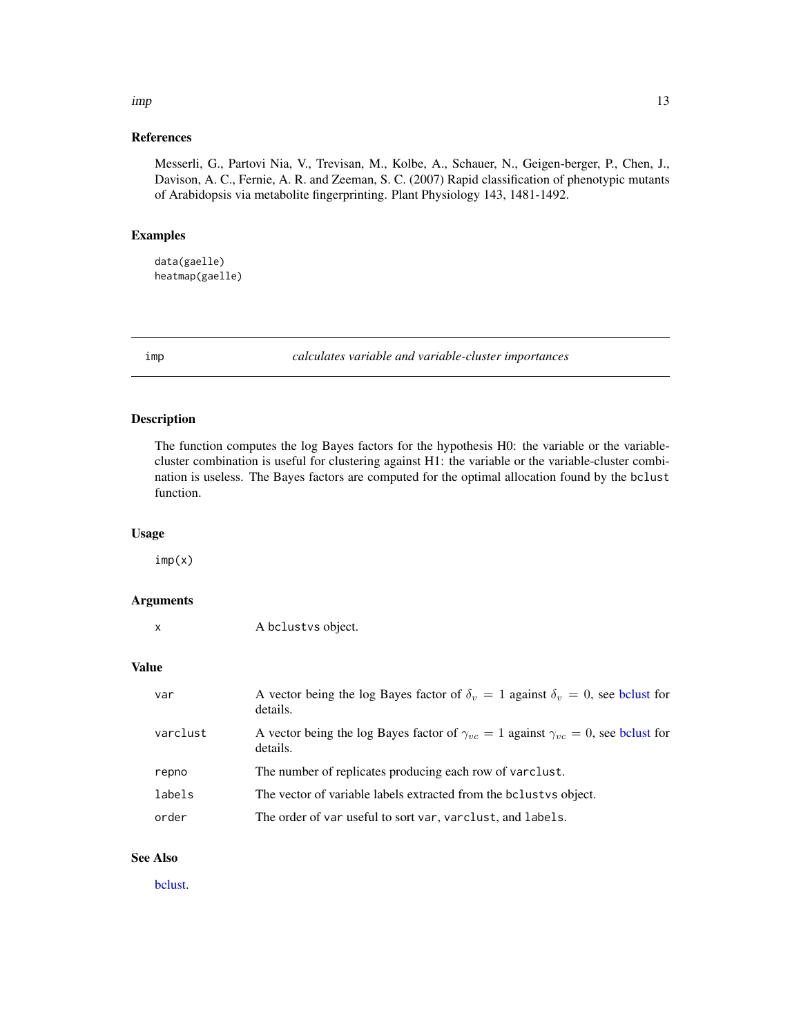## References

Messerli, G., Partovi Nia, V., Trevisan, M., Kolbe, A., Schauer, N., Geigen-berger, P., Chen, J., Davison, A. C., Fernie, A. R. and Zeeman, S. C. (2007) Rapid classification of phenotypic mutants of Arabidopsis via metabolite fingerprinting. Plant Physiology 143, 1481-1492.

## Examples

```
data(gaelle)
heatmap(gaelle)
```

---

# imp — *calculates variable and variable-cluster importances*

---

## Description

The function computes the log Bayes factors for the hypothesis H0: the variable or the variable-cluster combination is useful for clustering against H1: the variable or the variable-cluster combination is useless. The Bayes factors are computed for the optimal allocation found by the `bclust` function.

## Usage

```
imp(x)
```

## Arguments

| | |
|---|---|
| `x` | A `bclustvs` object. |

## Value

| | |
|---|---|
| `var` | A vector being the log Bayes factor of $\delta_v = 1$ against $\delta_v = 0$, see bclust for details. |
| `varclust` | A vector being the log Bayes factor of $\gamma_{vc} = 1$ against $\gamma_{vc} = 0$, see bclust for details. |
| `repno` | The number of replicates producing each row of `varclust`. |
| `labels` | The vector of variable labels extracted from the `bclustvs` object. |
| `order` | The order of `var` useful to sort `var`, `varclust`, and `labels`. |

## See Also

bclust.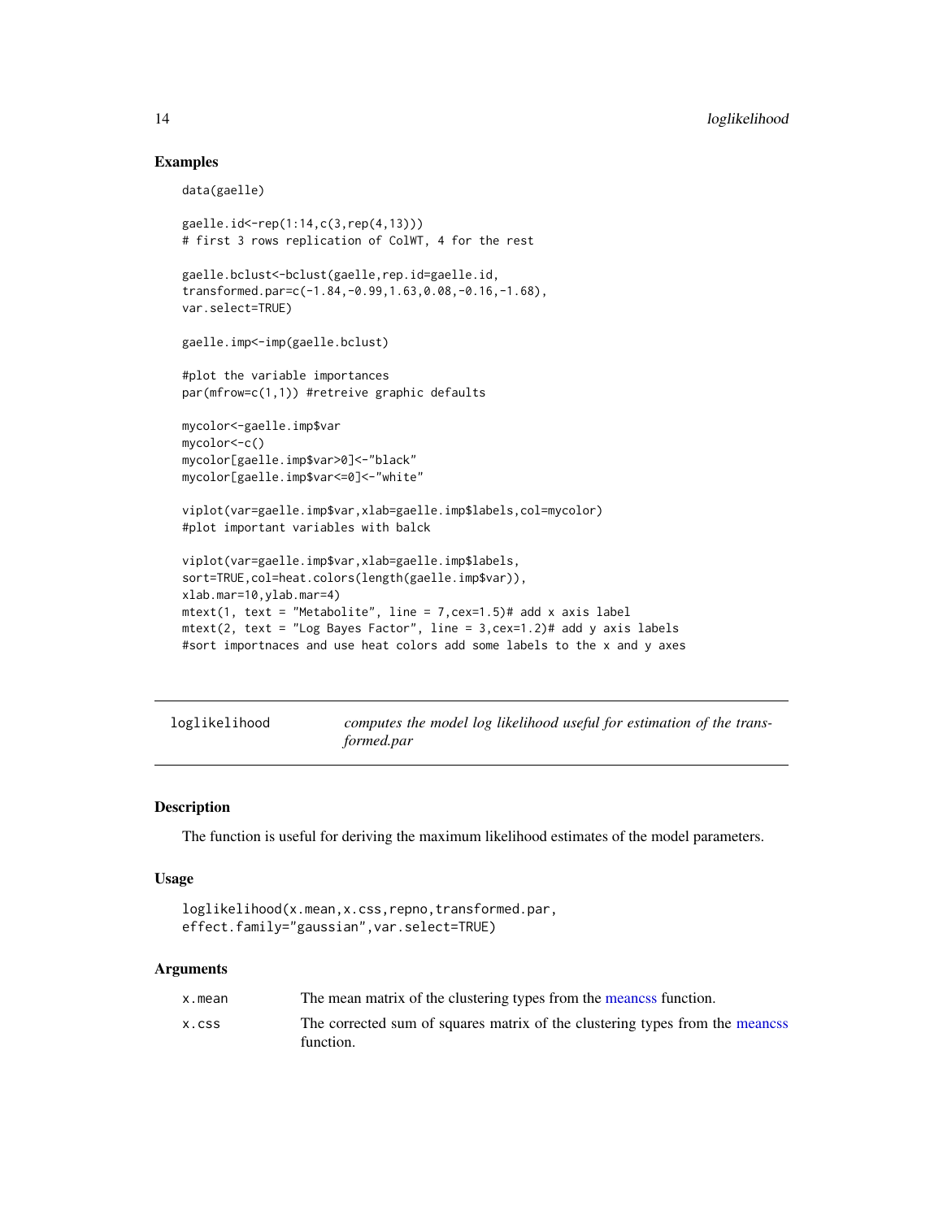## Examples

```
data(gaelle)

gaelle.id<-rep(1:14,c(3,rep(4,13)))
# first 3 rows replication of ColWT, 4 for the rest

gaelle.bclust<-bclust(gaelle,rep.id=gaelle.id,
transformed.par=c(-1.84,-0.99,1.63,0.08,-0.16,-1.68),
var.select=TRUE)

gaelle.imp<-imp(gaelle.bclust)

#plot the variable importances
par(mfrow=c(1,1)) #retreive graphic defaults

mycolor<-gaelle.imp$var
mycolor<-c()
mycolor[gaelle.imp$var>0]<-"black"
mycolor[gaelle.imp$var<=0]<-"white"

viplot(var=gaelle.imp$var,xlab=gaelle.imp$labels,col=mycolor)
#plot important variables with balck

viplot(var=gaelle.imp$var,xlab=gaelle.imp$labels,
sort=TRUE,col=heat.colors(length(gaelle.imp$var)),
xlab.mar=10,ylab.mar=4)
mtext(1, text = "Metabolite", line = 7,cex=1.5)# add x axis label
mtext(2, text = "Log Bayes Factor", line = 3,cex=1.2)# add y axis labels
#sort importnaces and use heat colors add some labels to the x and y axes
```

---

# loglikelihood

*computes the model log likelihood useful for estimation of the transformed.par*

---

## Description

The function is useful for deriving the maximum likelihood estimates of the model parameters.

## Usage

```
loglikelihood(x.mean,x.css,repno,transformed.par,
effect.family="gaussian",var.select=TRUE)
```

## Arguments

| | |
|---|---|
| x.mean | The mean matrix of the clustering types from the meancss function. |
| x.css | The corrected sum of squares matrix of the clustering types from the meancss function. |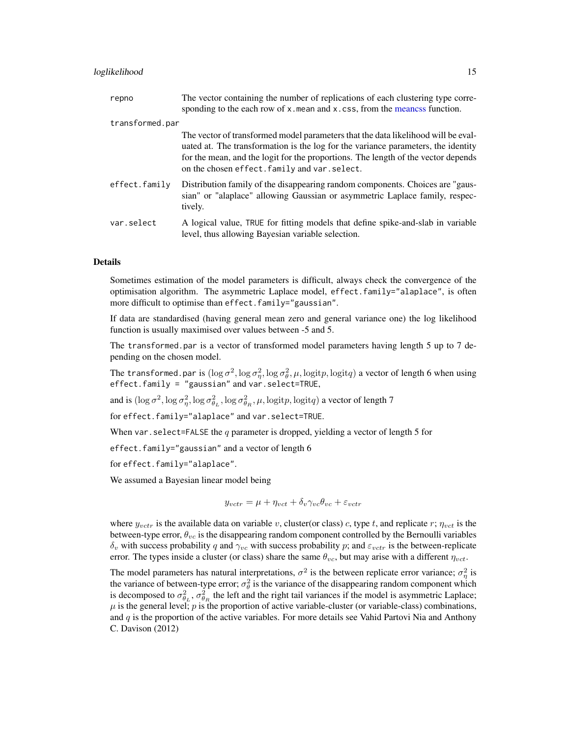repno
: The vector containing the number of replications of each clustering type corresponding to the each row of x.mean and x.css, from the meancss function.

transformed.par
: The vector of transformed model parameters that the data likelihood will be evaluated at. The transformation is the log for the variance parameters, the identity for the mean, and the logit for the proportions. The length of the vector depends on the chosen effect.family and var.select.

effect.family
: Distribution family of the disappearing random components. Choices are "gaussian" or "alaplace" allowing Gaussian or asymmetric Laplace family, respectively.

var.select
: A logical value, TRUE for fitting models that define spike-and-slab in variable level, thus allowing Bayesian variable selection.

## Details

Sometimes estimation of the model parameters is difficult, always check the convergence of the optimisation algorithm. The asymmetric Laplace model, effect.family="alaplace", is often more difficult to optimise than effect.family="gaussian".

If data are standardised (having general mean zero and general variance one) the log likelihood function is usually maximised over values between -5 and 5.

The transformed.par is a vector of transformed model parameters having length 5 up to 7 depending on the chosen model.

The transformed.par is $(\log \sigma^2, \log \sigma^2_\eta, \log \sigma^2_\theta, \mu, \text{logit} p, \text{logit} q)$ a vector of length 6 when using effect.family = "gaussian" and var.select=TRUE,

and is $(\log \sigma^2, \log \sigma^2_\eta, \log \sigma^2_{\theta_L}, \log \sigma^2_{\theta_R}, \mu, \text{logit} p, \text{logit} q)$ a vector of length 7

for effect.family="alaplace" and var.select=TRUE.

When var.select=FALSE the $q$ parameter is dropped, yielding a vector of length 5 for

effect.family="gaussian" and a vector of length 6

for effect.family="alaplace".

We assumed a Bayesian linear model being

$$y_{vctr} = \mu + \eta_{vct} + \delta_v \gamma_{vc} \theta_{vc} + \varepsilon_{vctr}$$

where $y_{vctr}$ is the available data on variable $v$, cluster(or class) $c$, type $t$, and replicate $r$; $\eta_{vct}$ is the between-type error, $\theta_{vc}$ is the disappearing random component controlled by the Bernoulli variables $\delta_v$ with success probability $q$ and $\gamma_{vc}$ with success probability $p$; and $\varepsilon_{vctr}$ is the between-replicate error. The types inside a cluster (or class) share the same $\theta_{vc}$, but may arise with a different $\eta_{vct}$.

The model parameters has natural interpretations, $\sigma^2$ is the between replicate error variance; $\sigma^2_\eta$ is the variance of between-type error; $\sigma^2_\theta$ is the variance of the disappearing random component which is decomposed to $\sigma^2_{\theta_L}$, $\sigma^2_{\theta_R}$ the left and the right tail variances if the model is asymmetric Laplace; $\mu$ is the general level; $p$ is the proportion of active variable-cluster (or variable-class) combinations, and $q$ is the proportion of the active variables. For more details see Vahid Partovi Nia and Anthony C. Davison (2012)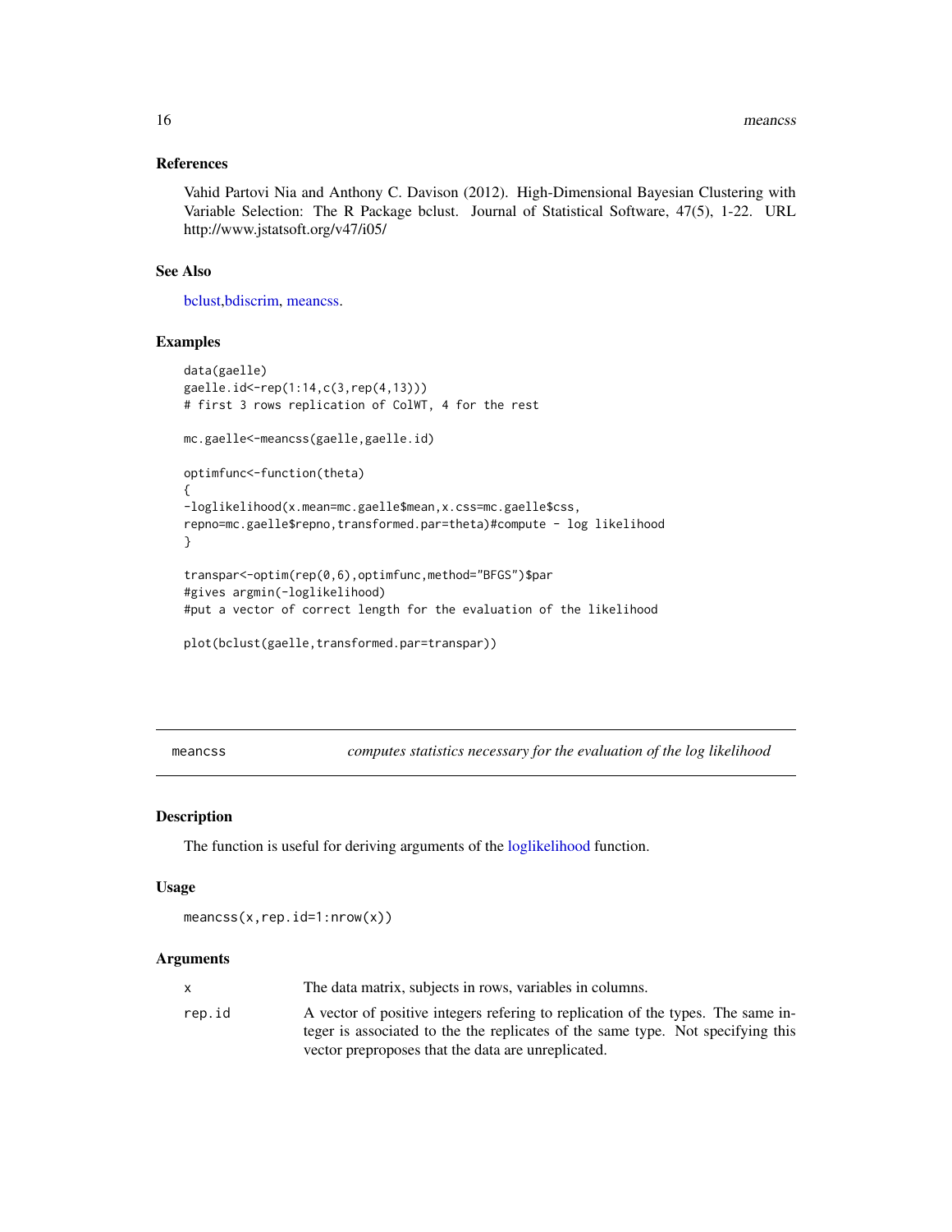### References

Vahid Partovi Nia and Anthony C. Davison (2012). High-Dimensional Bayesian Clustering with Variable Selection: The R Package bclust. Journal of Statistical Software, 47(5), 1-22. URL http://www.jstatsoft.org/v47/i05/

### See Also

bclust,bdiscrim, meancss.

### Examples

```
data(gaelle)
gaelle.id<-rep(1:14,c(3,rep(4,13)))
# first 3 rows replication of ColWT, 4 for the rest

mc.gaelle<-meancss(gaelle,gaelle.id)

optimfunc<-function(theta)
{
-loglikelihood(x.mean=mc.gaelle$mean,x.css=mc.gaelle$css,
repno=mc.gaelle$repno,transformed.par=theta)#compute - log likelihood
}

transpar<-optim(rep(0,6),optimfunc,method="BFGS")$par
#gives argmin(-loglikelihood)
#put a vector of correct length for the evaluation of the likelihood

plot(bclust(gaelle,transformed.par=transpar))
```

---

## meancss — *computes statistics necessary for the evaluation of the log likelihood*

### Description

The function is useful for deriving arguments of the loglikelihood function.

### Usage

```
meancss(x,rep.id=1:nrow(x))
```

### Arguments

| | |
|---|---|
| x | The data matrix, subjects in rows, variables in columns. |
| rep.id | A vector of positive integers refering to replication of the types. The same integer is associated to the the replicates of the same type. Not specifying this vector prepropose that the data are unreplicated. |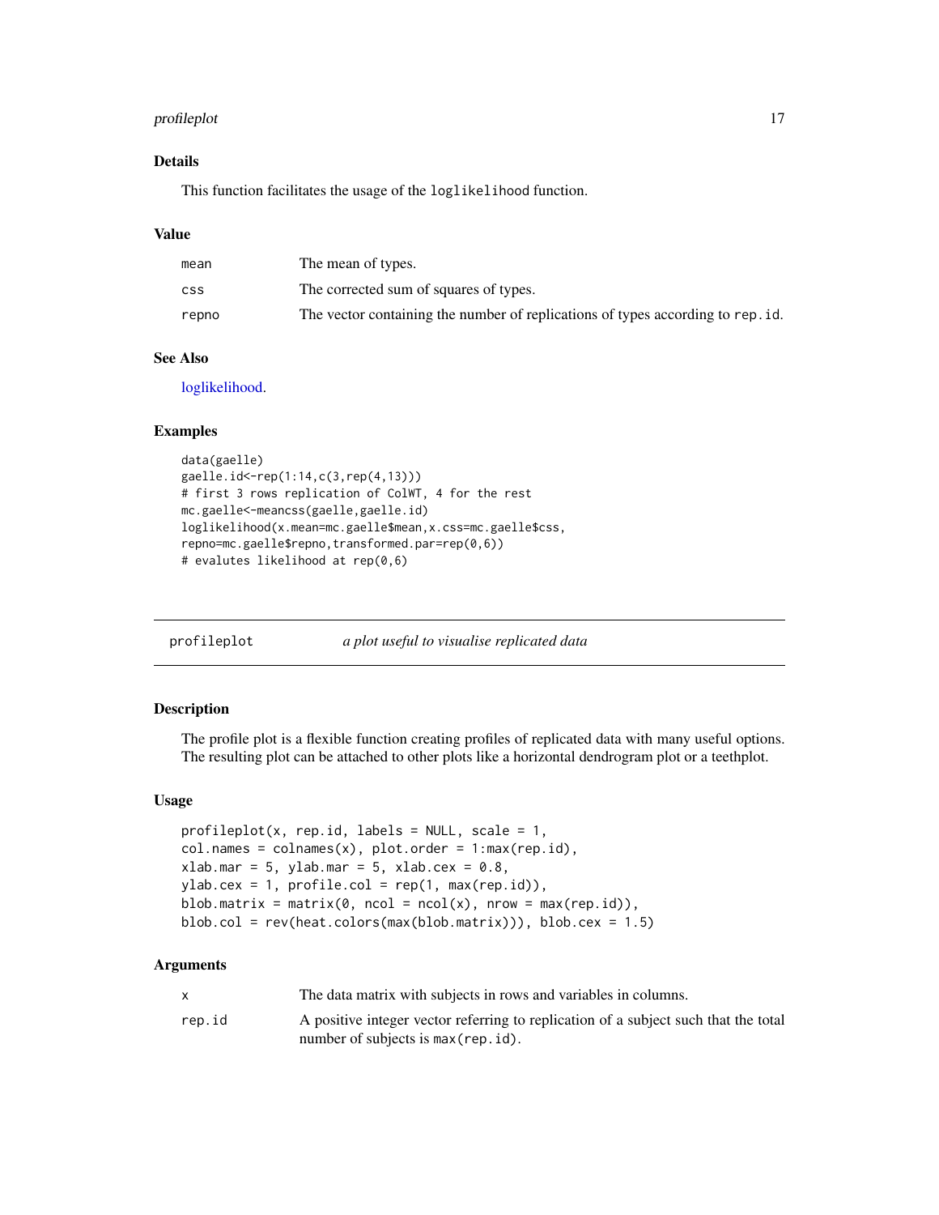### Details

This function facilitates the usage of the loglikelihood function.

### Value

| | |
|---|---|
| mean | The mean of types. |
| css | The corrected sum of squares of types. |
| repno | The vector containing the number of replications of types according to rep.id. |

### See Also

loglikelihood.

### Examples

```
data(gaelle)
gaelle.id<-rep(1:14,c(3,rep(4,13)))
# first 3 rows replication of ColWT, 4 for the rest
mc.gaelle<-meancss(gaelle,gaelle.id)
loglikelihood(x.mean=mc.gaelle$mean,x.css=mc.gaelle$css,
repno=mc.gaelle$repno,transformed.par=rep(0,6))
# evalutes likelihood at rep(0,6)
```

---

## profileplot *a plot useful to visualise replicated data*

### Description

The profile plot is a flexible function creating profiles of replicated data with many useful options. The resulting plot can be attached to other plots like a horizontal dendrogram plot or a teethplot.

### Usage

```
profileplot(x, rep.id, labels = NULL, scale = 1,
col.names = colnames(x), plot.order = 1:max(rep.id),
xlab.mar = 5, ylab.mar = 5, xlab.cex = 0.8,
ylab.cex = 1, profile.col = rep(1, max(rep.id)),
blob.matrix = matrix(0, ncol = ncol(x), nrow = max(rep.id)),
blob.col = rev(heat.colors(max(blob.matrix))), blob.cex = 1.5)
```

### Arguments

| | |
|---|---|
| x | The data matrix with subjects in rows and variables in columns. |
| rep.id | A positive integer vector referring to replication of a subject such that the total number of subjects is max(rep.id). |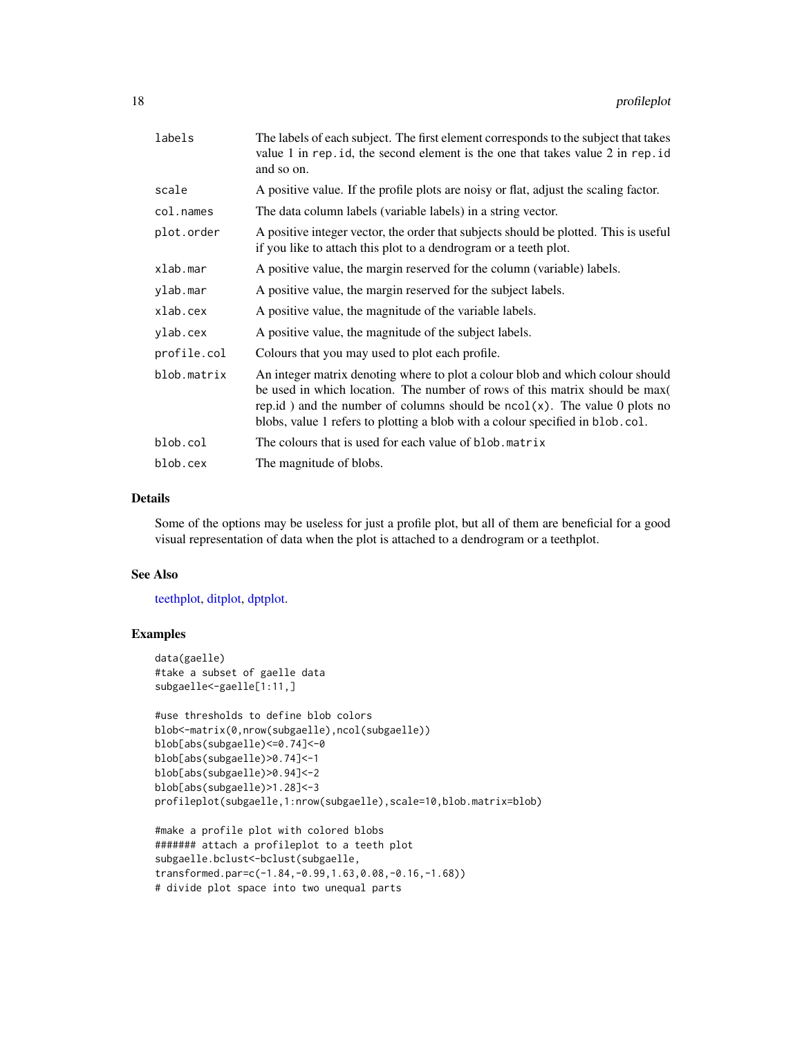| | |
|---|---|
| `labels` | The labels of each subject. The first element corresponds to the subject that takes value 1 in `rep.id`, the second element is the one that takes value 2 in `rep.id` and so on. |
| `scale` | A positive value. If the profile plots are noisy or flat, adjust the scaling factor. |
| `col.names` | The data column labels (variable labels) in a string vector. |
| `plot.order` | A positive integer vector, the order that subjects should be plotted. This is useful if you like to attach this plot to a dendrogram or a teeth plot. |
| `xlab.mar` | A positive value, the margin reserved for the column (variable) labels. |
| `ylab.mar` | A positive value, the margin reserved for the subject labels. |
| `xlab.cex` | A positive value, the magnitude of the variable labels. |
| `ylab.cex` | A positive value, the magnitude of the subject labels. |
| `profile.col` | Colours that you may used to plot each profile. |
| `blob.matrix` | An integer matrix denoting where to plot a colour blob and which colour should be used in which location. The number of rows of this matrix should be max( rep.id ) and the number of columns should be `ncol(x)`. The value 0 plots no blobs, value 1 refers to plotting a blob with a colour specified in `blob.col`. |
| `blob.col` | The colours that is used for each value of `blob.matrix` |
| `blob.cex` | The magnitude of blobs. |

## Details

Some of the options may be useless for just a profile plot, but all of them are beneficial for a good visual representation of data when the plot is attached to a dendrogram or a teethplot.

## See Also

teethplot, ditplot, dptplot.

## Examples

```
data(gaelle)
#take a subset of gaelle data
subgaelle<-gaelle[1:11,]

#use thresholds to define blob colors
blob<-matrix(0,nrow(subgaelle),ncol(subgaelle))
blob[abs(subgaelle)<=0.74]<-0
blob[abs(subgaelle)>0.74]<-1
blob[abs(subgaelle)>0.94]<-2
blob[abs(subgaelle)>1.28]<-3
profileplot(subgaelle,1:nrow(subgaelle),scale=10,blob.matrix=blob)

#make a profile plot with colored blobs
####### attach a profileplot to a teeth plot
subgaelle.bclust<-bclust(subgaelle,
transformed.par=c(-1.84,-0.99,1.63,0.08,-0.16,-1.68))
# divide plot space into two unequal parts
```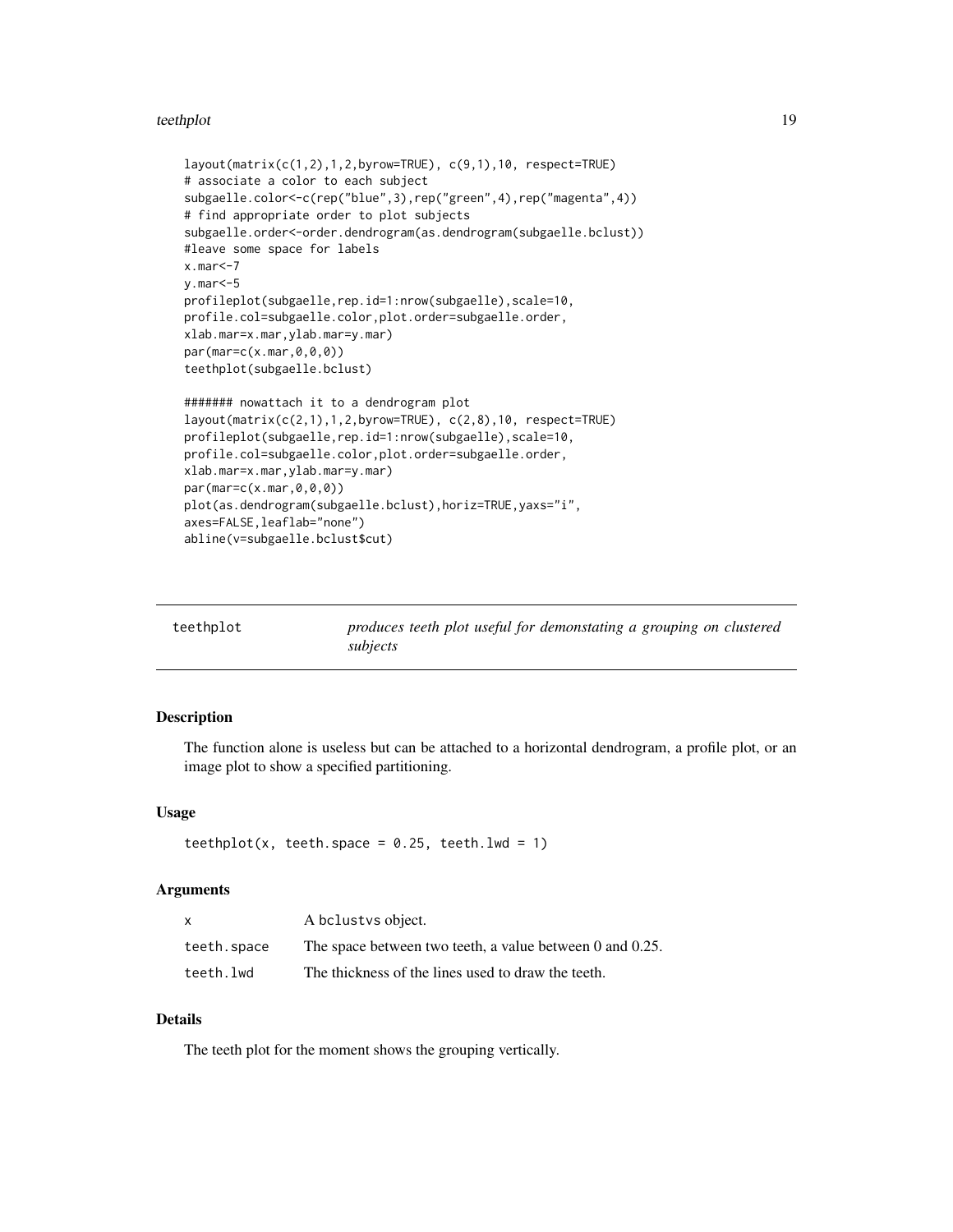```
layout(matrix(c(1,2),1,2,byrow=TRUE), c(9,1),10, respect=TRUE)
# associate a color to each subject
subgaelle.color<-c(rep("blue",3),rep("green",4),rep("magenta",4))
# find appropriate order to plot subjects
subgaelle.order<-order.dendrogram(as.dendrogram(subgaelle.bclust))
#leave some space for labels
x.mar<-7
y.mar<-5
profileplot(subgaelle,rep.id=1:nrow(subgaelle),scale=10,
profile.col=subgaelle.color,plot.order=subgaelle.order,
xlab.mar=x.mar,ylab.mar=y.mar)
par(mar=c(x.mar,0,0,0))
teethplot(subgaelle.bclust)

####### nowattach it to a dendrogram plot
layout(matrix(c(2,1),1,2,byrow=TRUE), c(2,8),10, respect=TRUE)
profileplot(subgaelle,rep.id=1:nrow(subgaelle),scale=10,
profile.col=subgaelle.color,plot.order=subgaelle.order,
xlab.mar=x.mar,ylab.mar=y.mar)
par(mar=c(x.mar,0,0,0))
plot(as.dendrogram(subgaelle.bclust),horiz=TRUE,yaxs="i",
axes=FALSE,leaflab="none")
abline(v=subgaelle.bclust$cut)
```

---

## teethplot — *produces teeth plot useful for demonstating a grouping on clustered subjects*

### Description

The function alone is useless but can be attached to a horizontal dendrogram, a profile plot, or an image plot to show a specified partitioning.

### Usage

```
teethplot(x, teeth.space = 0.25, teeth.lwd = 1)
```

### Arguments

| | |
|---|---|
| x | A bclustvs object. |
| teeth.space | The space between two teeth, a value between 0 and 0.25. |
| teeth.lwd | The thickness of the lines used to draw the teeth. |

### Details

The teeth plot for the moment shows the grouping vertically.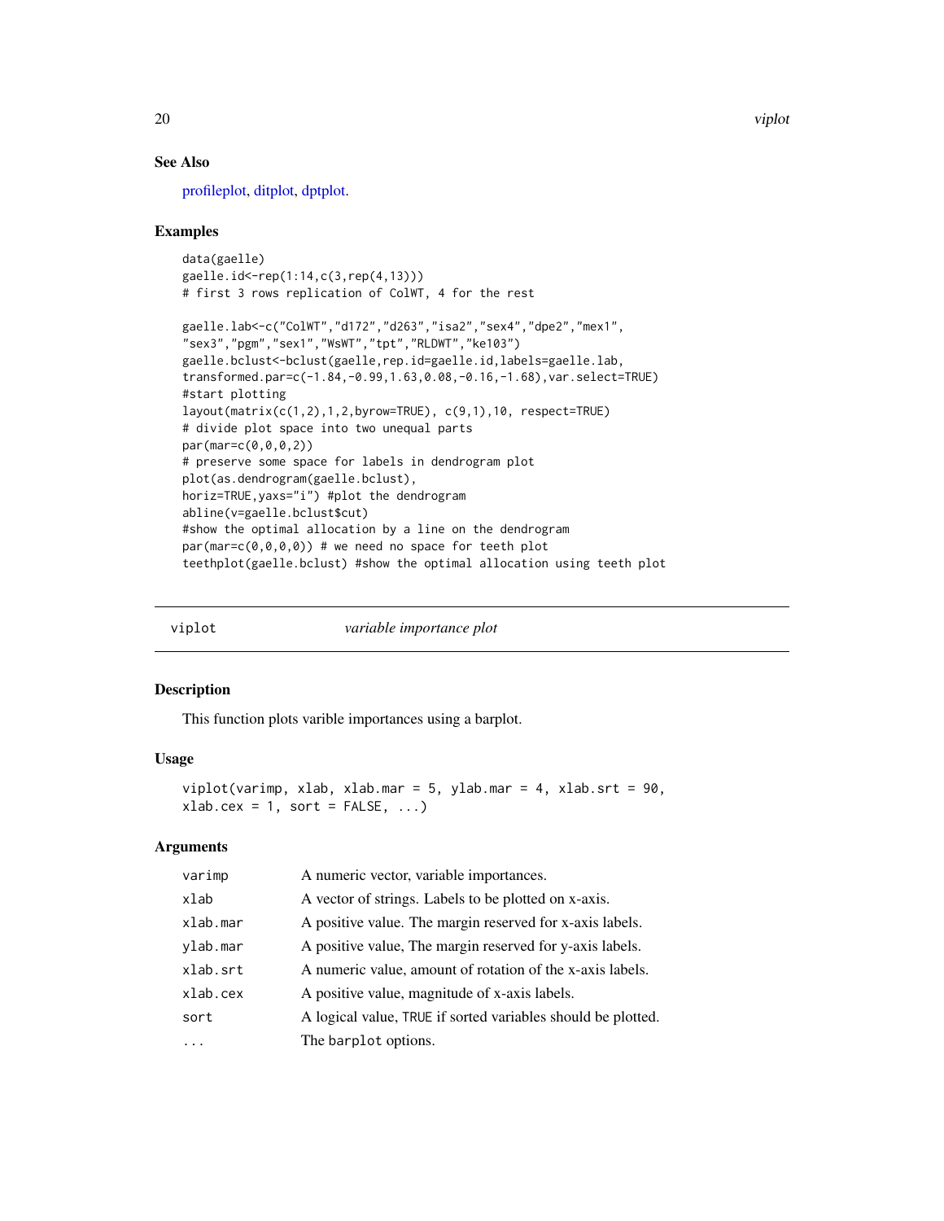### See Also

profileplot, ditplot, dptplot.

### Examples

```
data(gaelle)
gaelle.id<-rep(1:14,c(3,rep(4,13)))
# first 3 rows replication of ColWT, 4 for the rest

gaelle.lab<-c("ColWT","d172","d263","isa2","sex4","dpe2","mex1",
"sex3","pgm","sex1","WsWT","tpt","RLDWT","ke103")
gaelle.bclust<-bclust(gaelle,rep.id=gaelle.id,labels=gaelle.lab,
transformed.par=c(-1.84,-0.99,1.63,0.08,-0.16,-1.68),var.select=TRUE)
#start plotting
layout(matrix(c(1,2),1,2,byrow=TRUE), c(9,1),10, respect=TRUE)
# divide plot space into two unequal parts
par(mar=c(0,0,0,2))
# preserve some space for labels in dendrogram plot
plot(as.dendrogram(gaelle.bclust),
horiz=TRUE,yaxs="i") #plot the dendrogram
abline(v=gaelle.bclust$cut)
#show the optimal allocation by a line on the dendrogram
par(mar=c(0,0,0,0)) # we need no space for teeth plot
teethplot(gaelle.bclust) #show the optimal allocation using teeth plot
```

---

## viplot *variable importance plot*

---

### Description

This function plots varible importances using a barplot.

### Usage

```
viplot(varimp, xlab, xlab.mar = 5, ylab.mar = 4, xlab.srt = 90,
xlab.cex = 1, sort = FALSE, ...)
```

### Arguments

| | |
|---|---|
| varimp | A numeric vector, variable importances. |
| xlab | A vector of strings. Labels to be plotted on x-axis. |
| xlab.mar | A positive value. The margin reserved for x-axis labels. |
| ylab.mar | A positive value, The margin reserved for y-axis labels. |
| xlab.srt | A numeric value, amount of rotation of the x-axis labels. |
| xlab.cex | A positive value, magnitude of x-axis labels. |
| sort | A logical value, TRUE if sorted variables should be plotted. |
| ... | The barplot options. |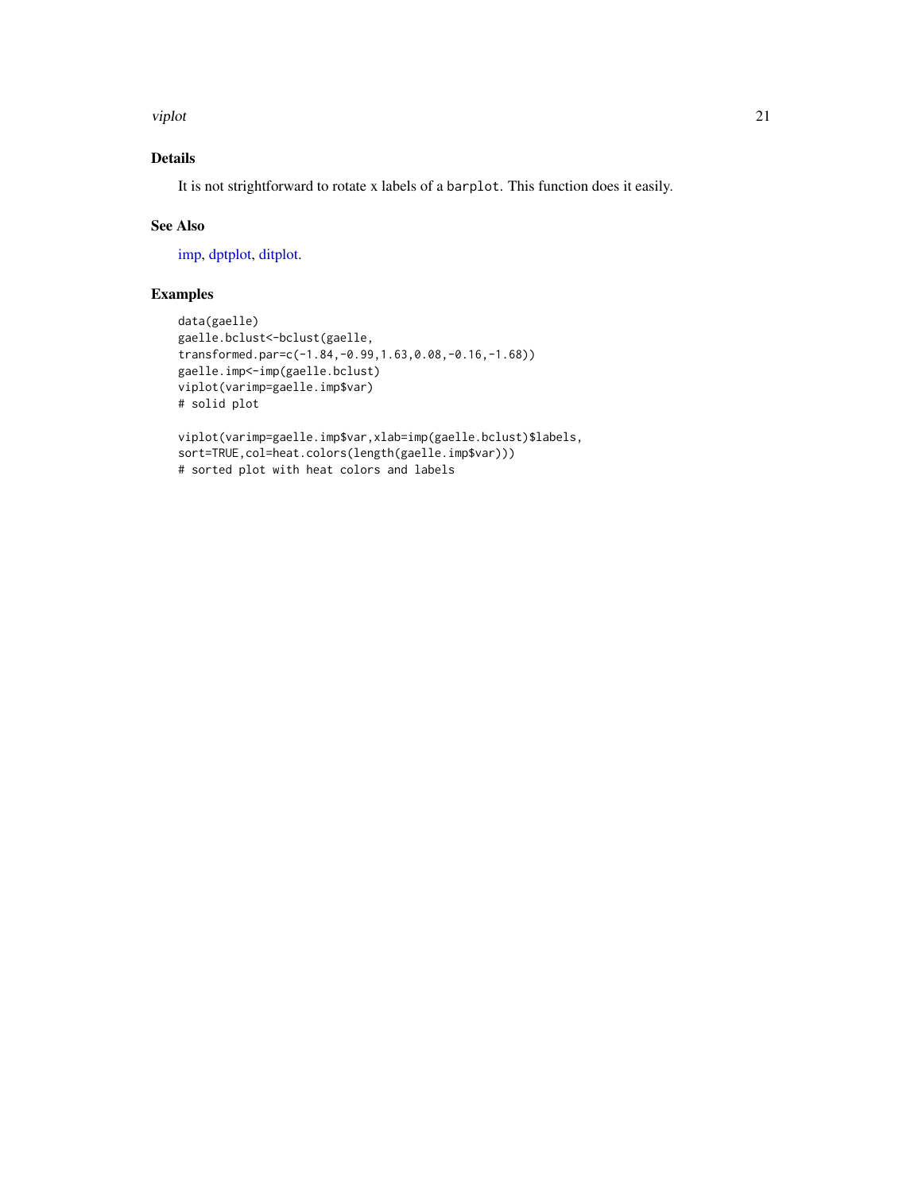## Details

It is not strightforward to rotate x labels of a `barplot`. This function does it easily.

## See Also

imp, dptplot, ditplot.

## Examples

```
data(gaelle)
gaelle.bclust<-bclust(gaelle,
transformed.par=c(-1.84,-0.99,1.63,0.08,-0.16,-1.68))
gaelle.imp<-imp(gaelle.bclust)
viplot(varimp=gaelle.imp$var)
# solid plot

viplot(varimp=gaelle.imp$var,xlab=imp(gaelle.bclust)$labels,
sort=TRUE,col=heat.colors(length(gaelle.imp$var)))
# sorted plot with heat colors and labels
```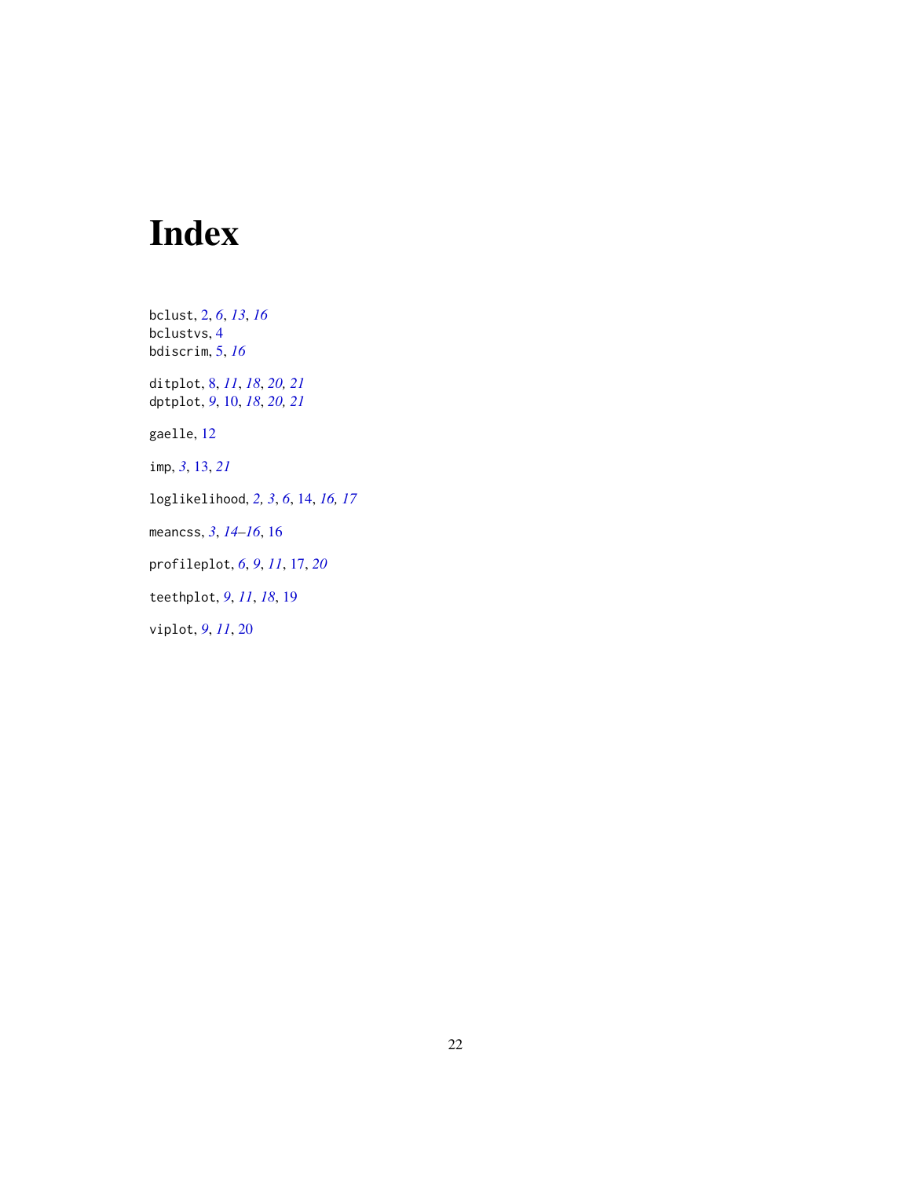# Index

`bclust`, 2, *6*, *13*, *16*
`bclustvs`, 4
`bdiscrim`, 5, *16*

`ditplot`, 8, *11*, *18*, *20, 21*
`dptplot`, *9*, 10, *18*, *20, 21*

`gaelle`, 12

`imp`, *3*, 13, *21*

`loglikelihood`, *2, 3*, *6*, 14, *16, 17*

`meancss`, *3*, *14–16*, 16

`profileplot`, *6*, *9*, *11*, 17, *20*

`teethplot`, *9*, *11*, *18*, 19

`viplot`, *9*, *11*, 20